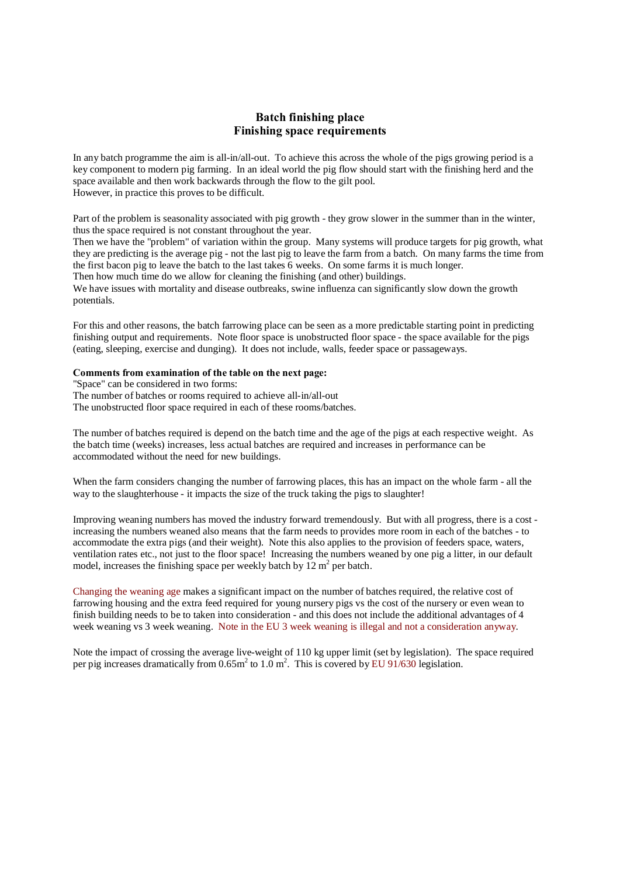# Batch finishing place
## Finishing space requirements

In any batch programme the aim is all-in/all-out. To achieve this across the whole of the pigs growing period is a key component to modern pig farming. In an ideal world the pig flow should start with the finishing herd and the space available and then work backwards through the flow to the gilt pool.
However, in practice this proves to be difficult.

Part of the problem is seasonality associated with pig growth - they grow slower in the summer than in the winter, thus the space required is not constant throughout the year.
Then we have the "problem" of variation within the group. Many systems will produce targets for pig growth, what they are predicting is the average pig - not the last pig to leave the farm from a batch. On many farms the time from the first bacon pig to leave the batch to the last takes 6 weeks. On some farms it is much longer.
Then how much time do we allow for cleaning the finishing (and other) buildings.
We have issues with mortality and disease outbreaks, swine influenza can significantly slow down the growth potentials.

For this and other reasons, the batch farrowing place can be seen as a more predictable starting point in predicting finishing output and requirements. Note floor space is unobstructed floor space - the space available for the pigs (eating, sleeping, exercise and dunging). It does not include, walls, feeder space or passageways.

**Comments from examination of the table on the next page:**
"Space" can be considered in two forms:
The number of batches or rooms required to achieve all-in/all-out
The unobstructed floor space required in each of these rooms/batches.

The number of batches required is depend on the batch time and the age of the pigs at each respective weight. As the batch time (weeks) increases, less actual batches are required and increases in performance can be accommodated without the need for new buildings.

When the farm considers changing the number of farrowing places, this has an impact on the whole farm - all the way to the slaughterhouse - it impacts the size of the truck taking the pigs to slaughter!

Improving weaning numbers has moved the industry forward tremendously. But with all progress, there is a cost - increasing the numbers weaned also means that the farm needs to provides more room in each of the batches - to accommodate the extra pigs (and their weight). Note this also applies to the provision of feeders space, waters, ventilation rates etc., not just to the floor space! Increasing the numbers weaned by one pig a litter, in our default model, increases the finishing space per weekly batch by 12 $m^2$ per batch.

Changing the weaning age makes a significant impact on the number of batches required, the relative cost of farrowing housing and the extra feed required for young nursery pigs vs the cost of the nursery or even wean to finish building needs to be to taken into consideration - and this does not include the additional advantages of 4 week weaning vs 3 week weaning. Note in the EU 3 week weaning is illegal and not a consideration anyway.

Note the impact of crossing the average live-weight of 110 kg upper limit (set by legislation). The space required per pig increases dramatically from 0.65$m^2$ to 1.0 $m^2$. This is covered by EU 91/630 legislation.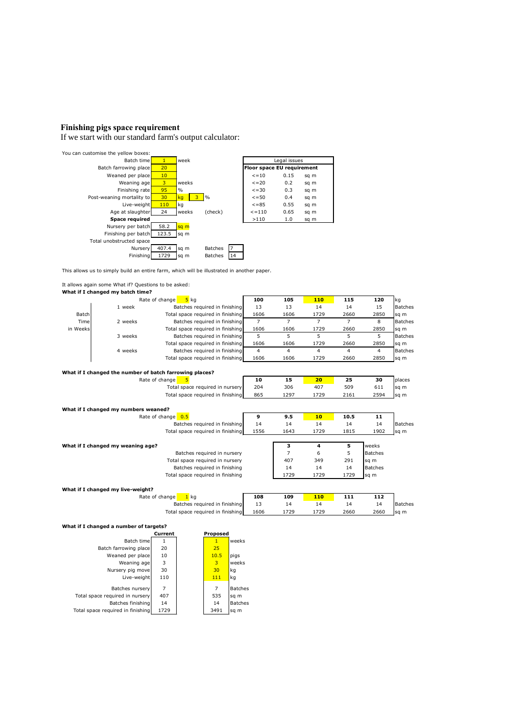# Finishing pigs space requirement

If we start with our standard farm's output calculator:

You can customise the yellow boxes:

| | | | | |
|---|---|---|---|---|
| Batch time | 1 | week | | |
| Batch farrowing place | 20 | | | |
| Weaned per place | 10 | | | |
| Weaning age | 3 | weeks | | |
| Finishing rate | 95 | % | | |
| Post-weaning mortality to | 30 | kg | 3 | % |
| Live-weight | 110 | kg | | |
| Age at slaughter | 24 | weeks | (check) | |
| **Space required** | | | | |
| Nursery per batch | 58.2 | sq m | | |
| Finishing per batch | 123.5 | sq m | | |
| Total unobstructed space | | | | |
| Nursery | 407.4 | sq m | Batches | 7 |
| Finishing | 1729 | sq m | Batches | 14 |

| Legal issues | | |
|---|---|---|
| **Floor space EU requirement** | | |
| <=10 | 0.15 | sq m |
| <=20 | 0.2 | sq m |
| <=30 | 0.3 | sq m |
| <=50 | 0.4 | sq m |
| <=85 | 0.55 | sq m |
| <=110 | 0.65 | sq m |
| >110 | 1.0 | sq m |

This allows us to simply build an entire farm, which will be illustrated in another paper.

It allows again some What if? Questions to be asked:

**What if I changed my batch time?**

| | | Rate of change 5 kg | 100 | 105 | 110 | 115 | 120 | kg |
|---|---|---|---|---|---|---|---|---|
| | 1 week | Batches required in finishing | 13 | 13 | 14 | 14 | 15 | Batches |
| Batch | | Total space required in finishing | 1606 | 1606 | 1729 | 2660 | 2850 | sq m |
| Time | 2 weeks | Batches required in finishing | 7 | 7 | 7 | 7 | 8 | Batches |
| in Weeks | | Total space required in finishing | 1606 | 1606 | 1729 | 2660 | 2850 | sq m |
| | 3 weeks | Batches required in finishing | 5 | 5 | 5 | 5 | 5 | Batches |
| | | Total space required in finishing | 1606 | 1606 | 1729 | 2660 | 2850 | sq m |
| | 4 weeks | Batches required in finishing | 4 | 4 | 4 | 4 | 4 | Batches |
| | | Total space required in finishing | 1606 | 1606 | 1729 | 2660 | 2850 | sq m |

**What if I changed the number of batch farrowing places?**

| Rate of change 5 | 10 | 15 | 20 | 25 | 30 | places |
|---|---|---|---|---|---|---|
| Total space required in nursery | 204 | 306 | 407 | 509 | 611 | sq m |
| Total space required in finishing | 865 | 1297 | 1729 | 2161 | 2594 | sq m |

**What if I changed my numbers weaned?**

| Rate of change 0.5 | 9 | 9.5 | 10 | 10.5 | 11 | |
|---|---|---|---|---|---|---|
| Batches required in finishing | 14 | 14 | 14 | 14 | 14 | Batches |
| Total space required in finishing | 1556 | 1643 | 1729 | 1815 | 1902 | sq m |

**What if I changed my weaning age?**

| | 3 | 4 | 5 | weeks |
|---|---|---|---|---|
| Batches required in nursery | 7 | 6 | 5 | Batches |
| Total space required in nursery | 407 | 349 | 291 | sq m |
| Batches required in finishing | 14 | 14 | 14 | Batches |
| Total space required in finishing | 1729 | 1729 | 1729 | sq m |

**What if I changed my live-weight?**

| Rate of change 1 kg | 108 | 109 | 110 | 111 | 112 | |
|---|---|---|---|---|---|---|
| Batches required in finishing | 13 | 14 | 14 | 14 | 14 | Batches |
| Total space required in finishing | 1606 | 1729 | 1729 | 2660 | 2660 | sq m |

**What if I changed a number of targets?**

| | Current | Proposed | |
|---|---|---|---|
| Batch time | 1 | 1 | weeks |
| Batch farrowing place | 20 | 25 | |
| Weaned per place | 10 | 10.5 | pigs |
| Weaning age | 3 | 3 | weeks |
| Nursery pig move | 30 | 30 | kg |
| Live-weight | 110 | 111 | kg |
| Batches nursery | 7 | 7 | Batches |
| Total space required in nursery | 407 | 535 | sq m |
| Batches finishing | 14 | 14 | Batches |
| Total space required in finishing | 1729 | 3491 | sq m |